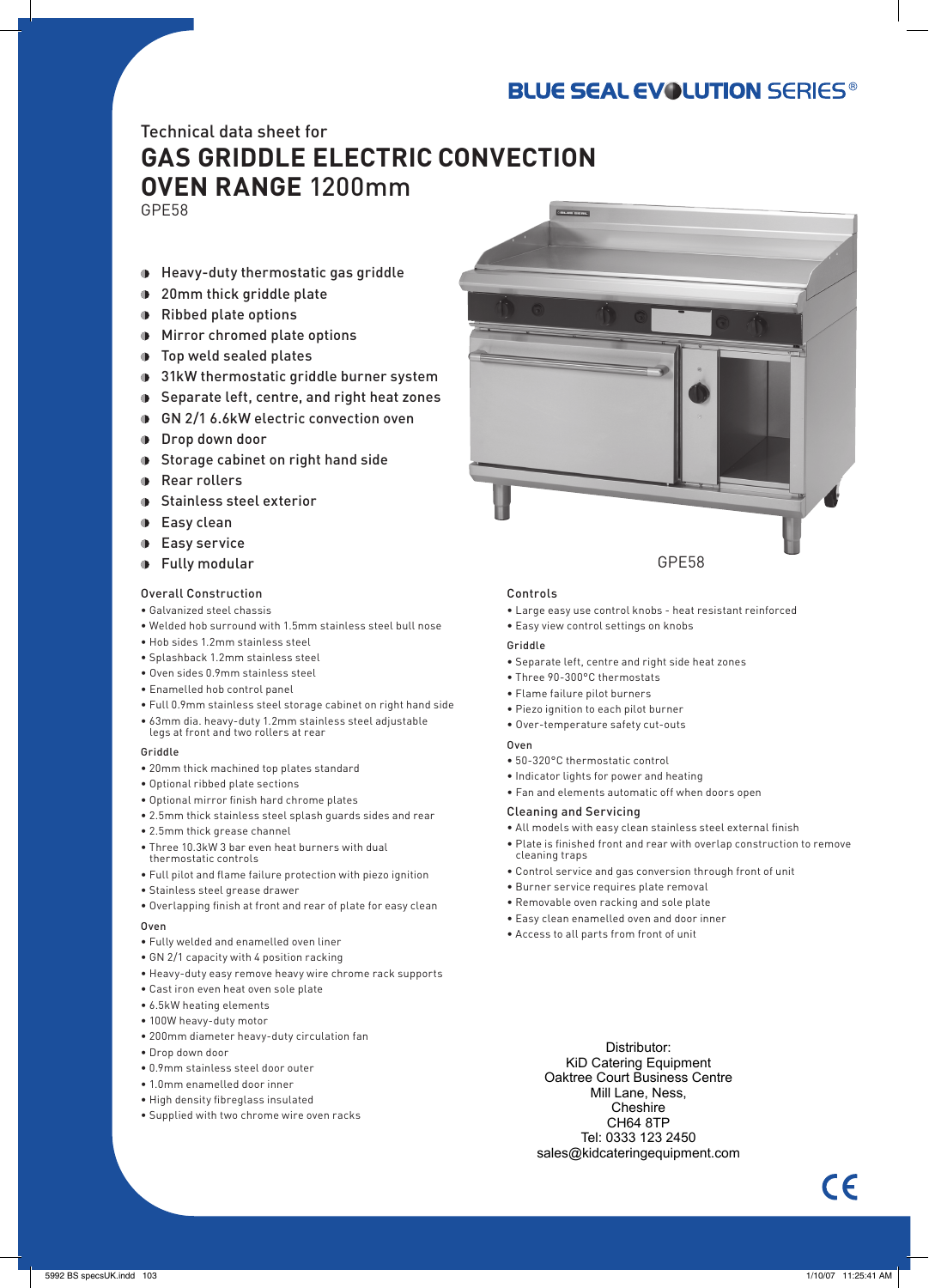BLUE SEAL EVOLUTION SERIES®

Technical data sheet for

# GAS GRIDDLE ELECTRIC CONVECTION OVEN RANGE 1200mm

GPE58

- Heavy-duty thermostatic gas griddle
- 20mm thick griddle plate
- Ribbed plate options
- Mirror chromed plate options
- Top weld sealed plates
- 31kW thermostatic griddle burner system
- Separate left, centre, and right heat zones
- GN 2/1 6.6kW electric convection oven
- Drop down door
- Storage cabinet on right hand side
- Rear rollers
- Stainless steel exterior
- Easy clean
- Easy service
- Fully modular

GPE58

## Overall Construction

- Galvanized steel chassis
- Welded hob surround with 1.5mm stainless steel bull nose
- Hob sides 1.2mm stainless steel
- Splashback 1.2mm stainless steel
- Oven sides 0.9mm stainless steel
- Enamelled hob control panel
- Full 0.9mm stainless steel storage cabinet on right hand side
- 63mm dia. heavy-duty 1.2mm stainless steel adjustable legs at front and two rollers at rear

### Griddle

- 20mm thick machined top plates standard
- Optional ribbed plate sections
- Optional mirror finish hard chrome plates
- 2.5mm thick stainless steel splash guards sides and rear
- 2.5mm thick grease channel
- Three 10.3kW 3 bar even heat burners with dual thermostatic controls
- Full pilot and flame failure protection with piezo ignition
- Stainless steel grease drawer
- Overlapping finish at front and rear of plate for easy clean

### Oven

- Fully welded and enamelled oven liner
- GN 2/1 capacity with 4 position racking
- Heavy-duty easy remove heavy wire chrome rack supports
- Cast iron even heat oven sole plate
- 6.5kW heating elements
- 100W heavy-duty motor
- 200mm diameter heavy-duty circulation fan
- Drop down door
- 0.9mm stainless steel door outer
- 1.0mm enamelled door inner
- High density fibreglass insulated
- Supplied with two chrome wire oven racks

## Controls

- Large easy use control knobs - heat resistant reinforced
- Easy view control settings on knobs

### Griddle

- Separate left, centre and right side heat zones
- Three 90-300°C thermostats
- Flame failure pilot burners
- Piezo ignition to each pilot burner
- Over-temperature safety cut-outs

### Oven

- 50-320°C thermostatic control
- Indicator lights for power and heating
- Fan and elements automatic off when doors open

## Cleaning and Servicing

- All models with easy clean stainless steel external finish
- Plate is finished front and rear with overlap construction to remove cleaning traps
- Control service and gas conversion through front of unit
- Burner service requires plate removal
- Removable oven racking and sole plate
- Easy clean enamelled oven and door inner
- Access to all parts from front of unit

Distributor:
KiD Catering Equipment
Oaktree Court Business Centre
Mill Lane, Ness,
Cheshire
CH64 8TP
Tel: 0333 123 2450
sales@kidcateringequipment.com

CE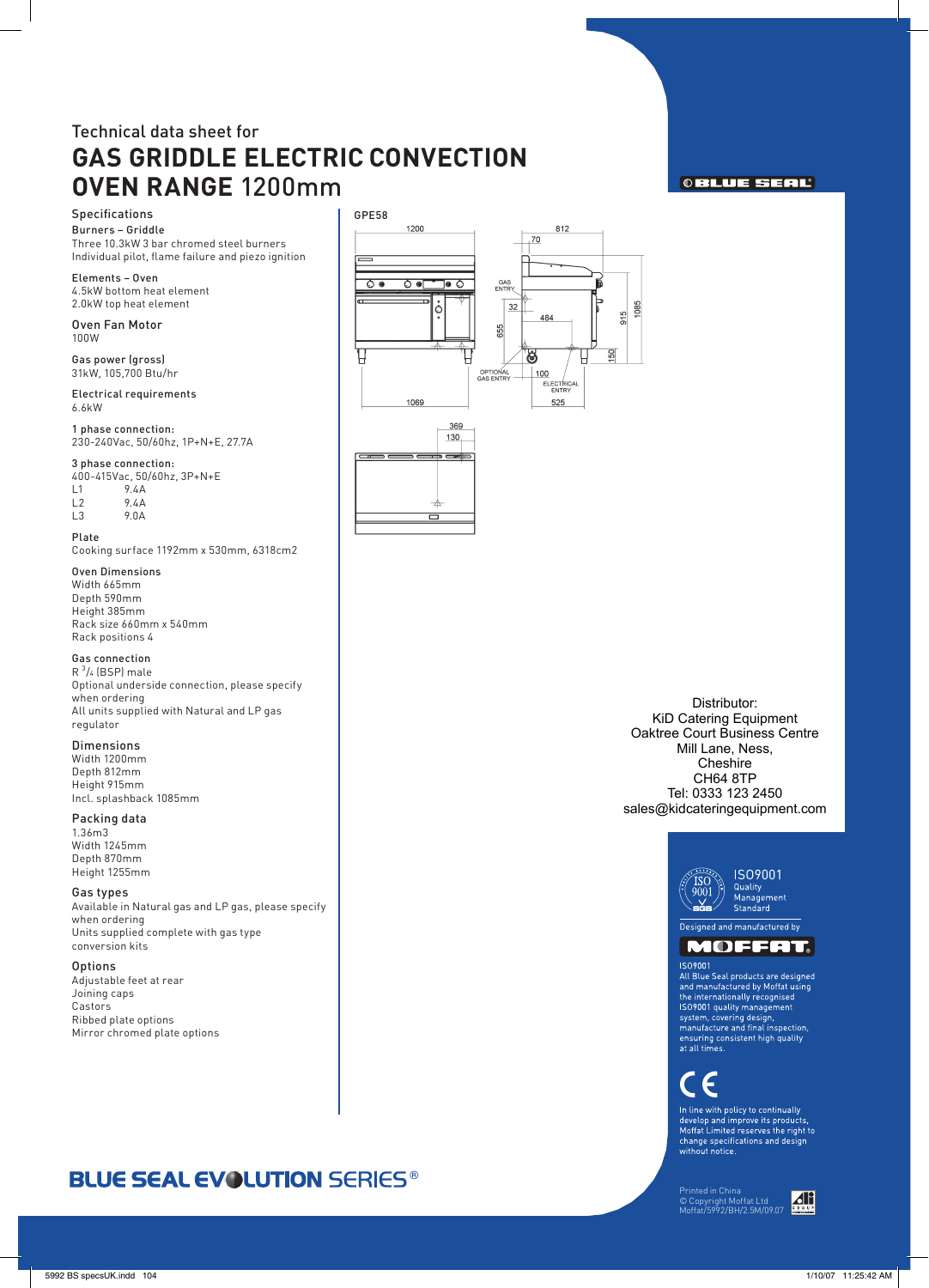Technical data sheet for

# GAS GRIDDLE ELECTRIC CONVECTION OVEN RANGE 1200mm

## Specifications

**Burners – Griddle**
Three 10.3kW 3 bar chromed steel burners
Individual pilot, flame failure and piezo ignition

**Elements – Oven**
4.5kW bottom heat element
2.0kW top heat element

**Oven Fan Motor**
100W

**Gas power (gross)**
31kW, 105,700 Btu/hr

**Electrical requirements**
6.6kW

**1 phase connection:**
230-240Vac, 50/60hz, 1P+N+E, 27.7A

**3 phase connection:**
400-415Vac, 50/60hz, 3P+N+E

| | |
|---|---|
| L1 | 9.4A |
| L2 | 9.4A |
| L3 | 9.0A |

**Plate**
Cooking surface 1192mm x 530mm, 6318cm2

**Oven Dimensions**
Width 665mm
Depth 590mm
Height 385mm
Rack size 660mm x 540mm
Rack positions 4

**Gas connection**
R $^{3}/_{4}$ (BSP) male
Optional underside connection, please specify when ordering
All units supplied with Natural and LP gas regulator

**Dimensions**
Width 1200mm
Depth 812mm
Height 915mm
Incl. splashback 1085mm

**Packing data**
1.36m3
Width 1245mm
Depth 870mm
Height 1255mm

**Gas types**
Available in Natural gas and LP gas, please specify when ordering
Units supplied complete with gas type conversion kits

**Options**
Adjustable feet at rear
Joining caps
Castors
Ribbed plate options
Mirror chromed plate options

GPE58

1200
812
70
GAS ENTRY
32
484
655
915
1085
150
OPTIONAL GAS ENTRY
100
ELECTRICAL ENTRY
1069
525
369
130

BLUE SEAL

Distributor:
KiD Catering Equipment
Oaktree Court Business Centre
Mill Lane, Ness,
Cheshire
CH64 8TP
Tel: 0333 123 2450
sales@kidcateringequipment.com

ISO9001 Quality Management Standard

Designed and manufactured by

MOFFAT

ISO9001
All Blue Seal products are designed and manufactured by Moffat using the internationally recognised ISO9001 quality management system, covering design, manufacture and final inspection, ensuring consistent high quality at all times.

CE

In line with policy to continually develop and improve its products, Moffat Limited reserves the right to change specifications and design without notice.

BLUE SEAL EVOLUTION SERIES®

Printed in China
© Copyright Moffat Ltd
Moffat/5992/BH/2.5M/09.07